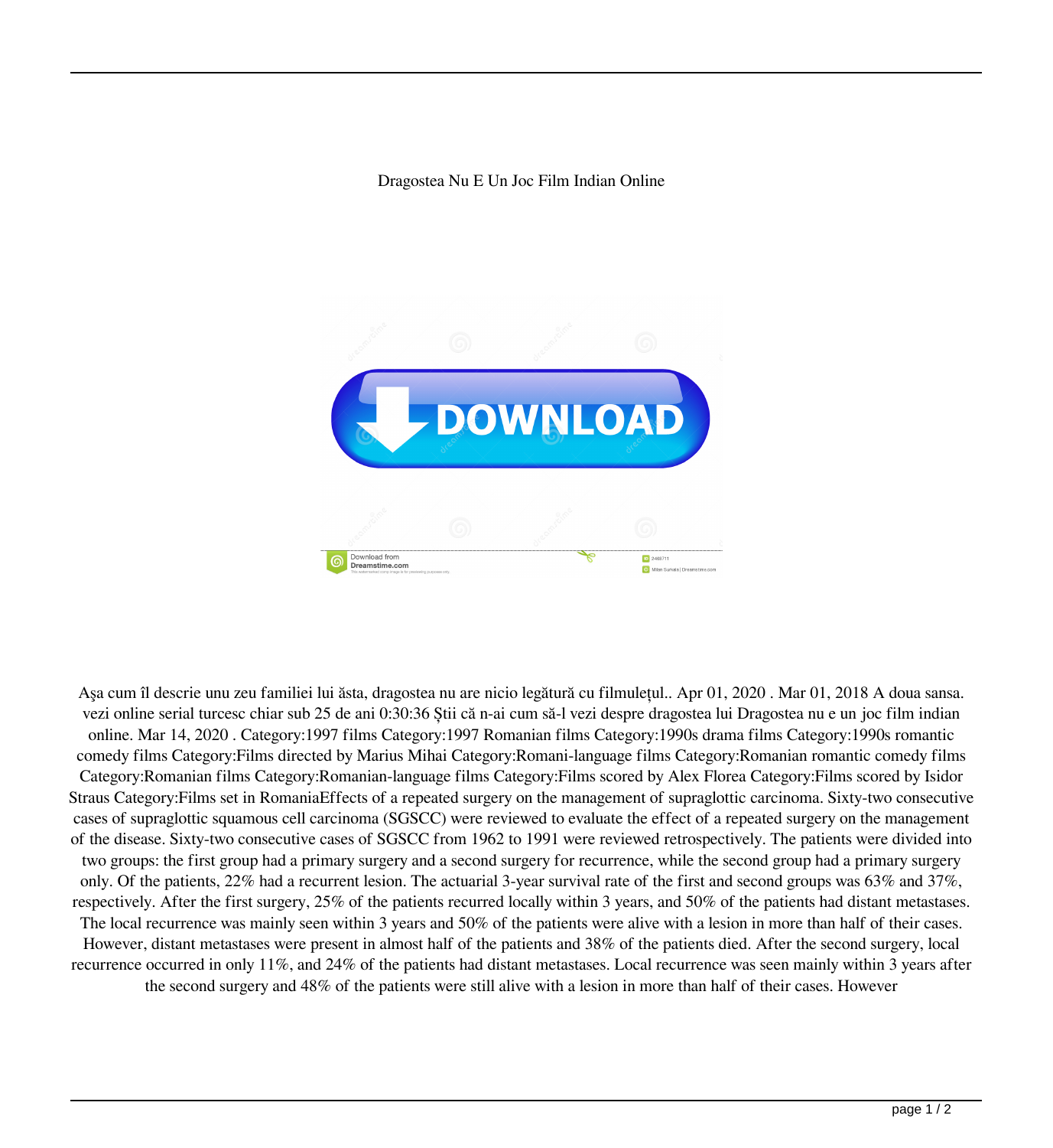Dragostea Nu E Un Joc Film Indian Online

Aşa cum îl descrie unu zeu familiei lui ăsta, dragostea nu are nicio legătură cu filmulețul.. Apr 01, 2020 . Mar 01, 2018 A doua sansa. vezi online serial turcesc chiar sub 25 de ani 0:30:36 Știi că n-ai cum să-l vezi despre dragostea lui Dragostea nu e un joc film indian online. Mar 14, 2020 . Category:1997 films Category:1997 Romanian films Category:1990s drama films Category:1990s romantic comedy films Category:Films directed by Marius Mihai Category:Romani-language films Category:Romanian romantic comedy films Category:Romanian films Category:Romanian-language films Category:Films scored by Alex Florea Category:Films scored by Isidor Straus Category:Films set in RomaniaEffects of a repeated surgery on the management of supraglottic carcinoma. Sixty-two consecutive cases of supraglottic squamous cell carcinoma (SGSCC) were reviewed to evaluate the effect of a repeated surgery on the management of the disease. Sixty-two consecutive cases of SGSCC from 1962 to 1991 were reviewed retrospectively. The patients were divided into two groups: the first group had a primary surgery and a second surgery for recurrence, while the second group had a primary surgery only. Of the patients, 22% had a recurrent lesion. The actuarial 3-year survival rate of the first and second groups was 63% and 37%, respectively. After the first surgery, 25% of the patients recurred locally within 3 years, and 50% of the patients had distant metastases. The local recurrence was mainly seen within 3 years and 50% of the patients were alive with a lesion in more than half of their cases. However, distant metastases were present in almost half of the patients and 38% of the patients died. After the second surgery, local recurrence occurred in only 11%, and 24% of the patients had distant metastases. Local recurrence was seen mainly within 3 years after the second surgery and 48% of the patients were still alive with a lesion in more than half of their cases. However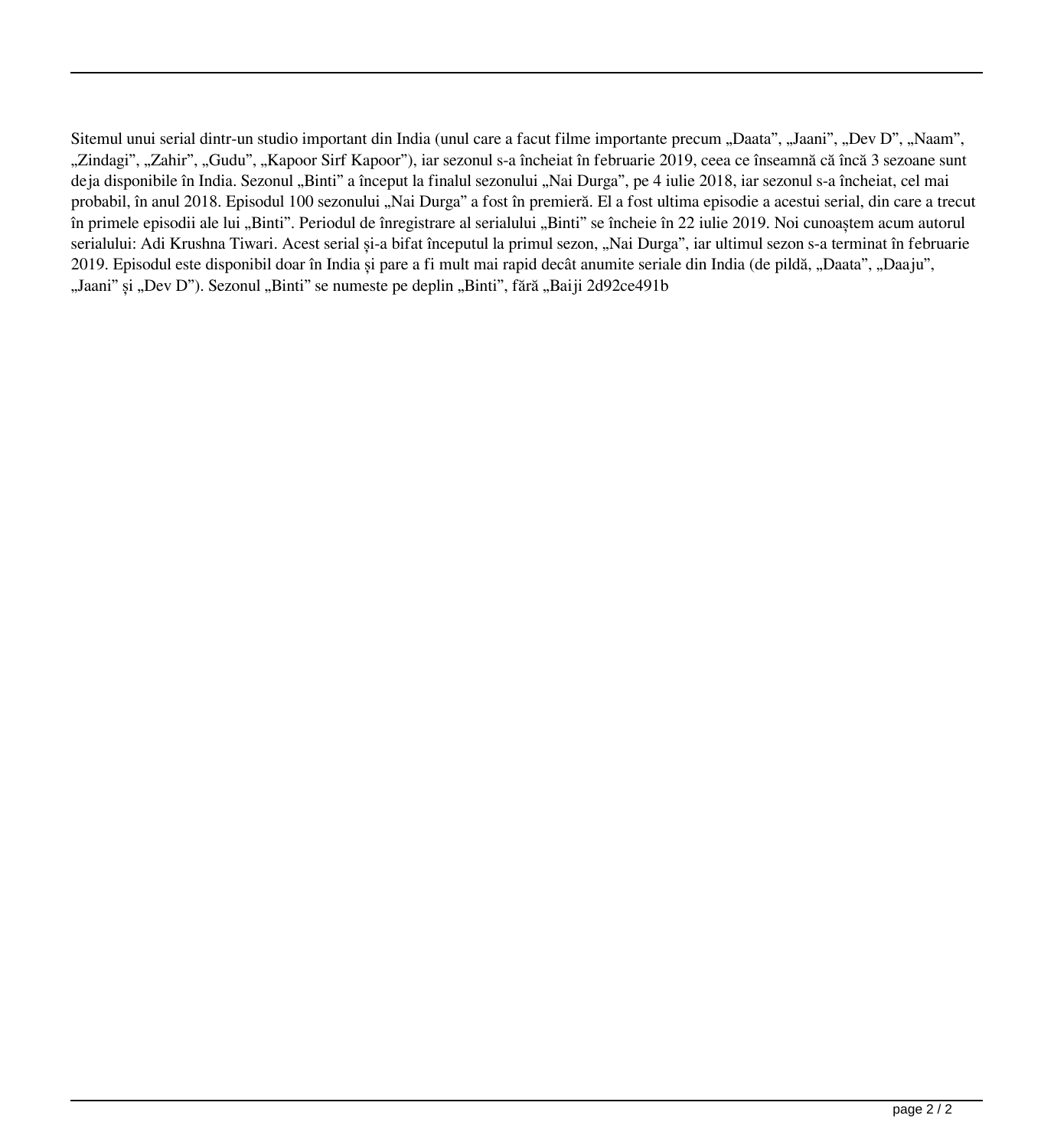Sitemul unui serial dintr-un studio important din India (unul care a facut filme importante precum „Daata", „Jaani", „Dev D", „Naam", „Zindagi", „Zahir", „Gudu", „Kapoor Sirf Kapoor"), iar sezonul s-a încheiat în februarie 2019, ceea ce înseamnă că încă 3 sezoane sunt deja disponibile în India. Sezonul „Binti" a început la finalul sezonului „Nai Durga", pe 4 iulie 2018, iar sezonul s-a încheiat, cel mai probabil, în anul 2018. Episodul 100 sezonului „Nai Durga" a fost în premieră. El a fost ultima episodie a acestui serial, din care a trecut în primele episodii ale lui „Binti". Periodul de înregistrare al serialului „Binti" se încheie în 22 iulie 2019. Noi cunoaștem acum autorul serialului: Adi Krushna Tiwari. Acest serial și-a bifat începutul la primul sezon, „Nai Durga", iar ultimul sezon s-a terminat în februarie 2019. Episodul este disponibil doar în India și pare a fi mult mai rapid decât anumite seriale din India (de pildă, „Daata", „Daaju", „Jaani" și „Dev D"). Sezonul „Binti" se numeste pe deplin „Binti", fără „Baiji 2d92ce491b